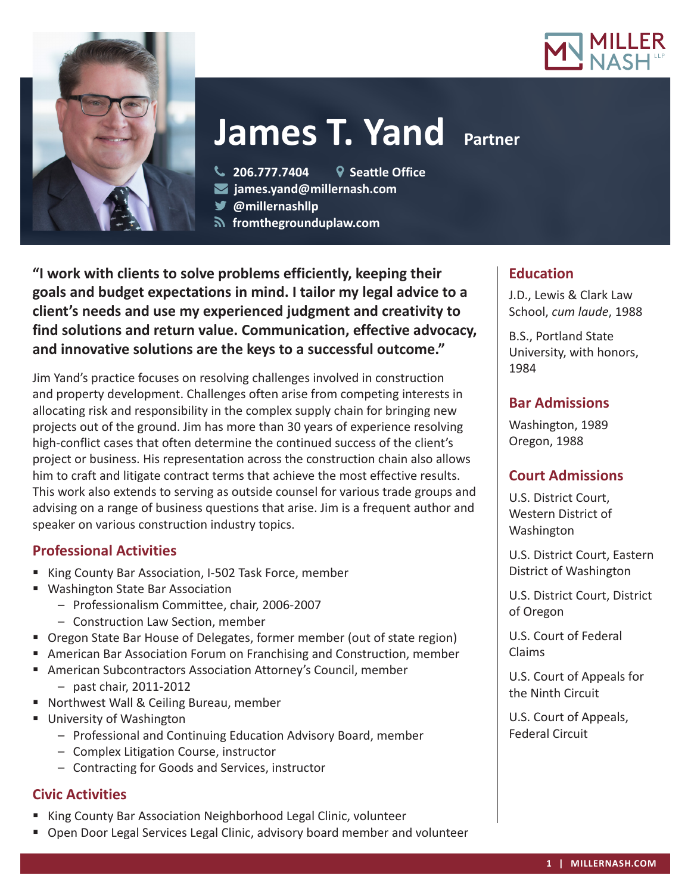# James T. Yand Partner

206.777.7404 | Seattle Office
james.yand@millernash.com
@millernashllp
fromthegrounduplaw.com

**"I work with clients to solve problems efficiently, keeping their goals and budget expectations in mind. I tailor my legal advice to a client's needs and use my experienced judgment and creativity to find solutions and return value. Communication, effective advocacy, and innovative solutions are the keys to a successful outcome."**

Jim Yand's practice focuses on resolving challenges involved in construction and property development. Challenges often arise from competing interests in allocating risk and responsibility in the complex supply chain for bringing new projects out of the ground. Jim has more than 30 years of experience resolving high-conflict cases that often determine the continued success of the client's project or business. His representation across the construction chain also allows him to craft and litigate contract terms that achieve the most effective results. This work also extends to serving as outside counsel for various trade groups and advising on a range of business questions that arise. Jim is a frequent author and speaker on various construction industry topics.

## Professional Activities

- King County Bar Association, I-502 Task Force, member
- Washington State Bar Association
  - Professionalism Committee, chair, 2006-2007
  - Construction Law Section, member
- Oregon State Bar House of Delegates, former member (out of state region)
- American Bar Association Forum on Franchising and Construction, member
- American Subcontractors Association Attorney's Council, member
  - past chair, 2011-2012
- Northwest Wall & Ceiling Bureau, member
- University of Washington
  - Professional and Continuing Education Advisory Board, member
  - Complex Litigation Course, instructor
  - Contracting for Goods and Services, instructor

## Civic Activities

- King County Bar Association Neighborhood Legal Clinic, volunteer
- Open Door Legal Services Legal Clinic, advisory board member and volunteer

## Education

J.D., Lewis & Clark Law School, *cum laude*, 1988

B.S., Portland State University, with honors, 1984

## Bar Admissions

Washington, 1989
Oregon, 1988

## Court Admissions

U.S. District Court, Western District of Washington

U.S. District Court, Eastern District of Washington

U.S. District Court, District of Oregon

U.S. Court of Federal Claims

U.S. Court of Appeals for the Ninth Circuit

U.S. Court of Appeals, Federal Circuit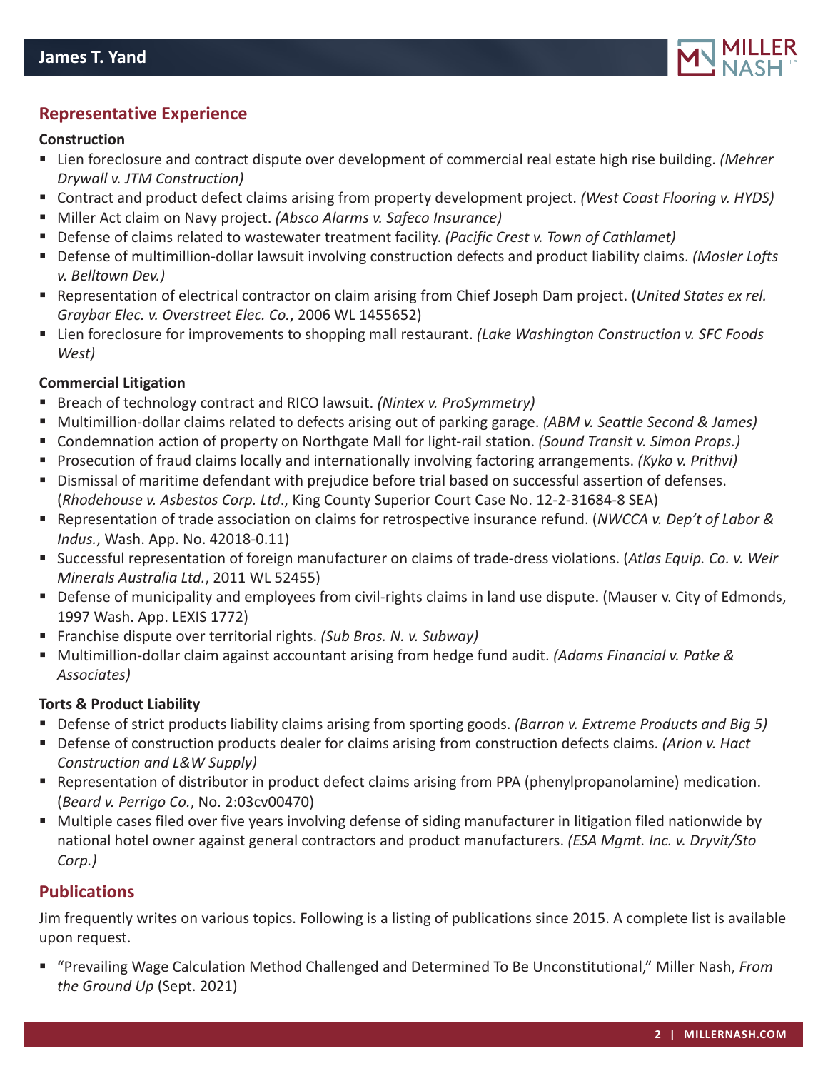## Representative Experience

### Construction

- Lien foreclosure and contract dispute over development of commercial real estate high rise building. *(Mehrer Drywall v. JTM Construction)*
- Contract and product defect claims arising from property development project. *(West Coast Flooring v. HYDS)*
- Miller Act claim on Navy project. *(Absco Alarms v. Safeco Insurance)*
- Defense of claims related to wastewater treatment facility. *(Pacific Crest v. Town of Cathlamet)*
- Defense of multimillion-dollar lawsuit involving construction defects and product liability claims. *(Mosler Lofts v. Belltown Dev.)*
- Representation of electrical contractor on claim arising from Chief Joseph Dam project. (*United States ex rel. Graybar Elec. v. Overstreet Elec. Co.*, 2006 WL 1455652)
- Lien foreclosure for improvements to shopping mall restaurant. *(Lake Washington Construction v. SFC Foods West)*

### Commercial Litigation

- Breach of technology contract and RICO lawsuit. *(Nintex v. ProSymmetry)*
- Multimillion-dollar claims related to defects arising out of parking garage. *(ABM v. Seattle Second & James)*
- Condemnation action of property on Northgate Mall for light-rail station. *(Sound Transit v. Simon Props.)*
- Prosecution of fraud claims locally and internationally involving factoring arrangements. *(Kyko v. Prithvi)*
- Dismissal of maritime defendant with prejudice before trial based on successful assertion of defenses. (*Rhodehouse v. Asbestos Corp. Ltd*., King County Superior Court Case No. 12-2-31684-8 SEA)
- Representation of trade association on claims for retrospective insurance refund. (*NWCCA v. Dep't of Labor & Indus.*, Wash. App. No. 42018-0.11)
- Successful representation of foreign manufacturer on claims of trade-dress violations. (*Atlas Equip. Co. v. Weir Minerals Australia Ltd.*, 2011 WL 52455)
- Defense of municipality and employees from civil-rights claims in land use dispute. (Mauser v. City of Edmonds, 1997 Wash. App. LEXIS 1772)
- Franchise dispute over territorial rights. *(Sub Bros. N. v. Subway)*
- Multimillion-dollar claim against accountant arising from hedge fund audit. *(Adams Financial v. Patke & Associates)*

### Torts & Product Liability

- Defense of strict products liability claims arising from sporting goods. *(Barron v. Extreme Products and Big 5)*
- Defense of construction products dealer for claims arising from construction defects claims. *(Arion v. Hact Construction and L&W Supply)*
- Representation of distributor in product defect claims arising from PPA (phenylpropanolamine) medication. (*Beard v. Perrigo Co.*, No. 2:03cv00470)
- Multiple cases filed over five years involving defense of siding manufacturer in litigation filed nationwide by national hotel owner against general contractors and product manufacturers. *(ESA Mgmt. Inc. v. Dryvit/Sto Corp.)*

## Publications

Jim frequently writes on various topics. Following is a listing of publications since 2015. A complete list is available upon request.

- "Prevailing Wage Calculation Method Challenged and Determined To Be Unconstitutional," Miller Nash, *From the Ground Up* (Sept. 2021)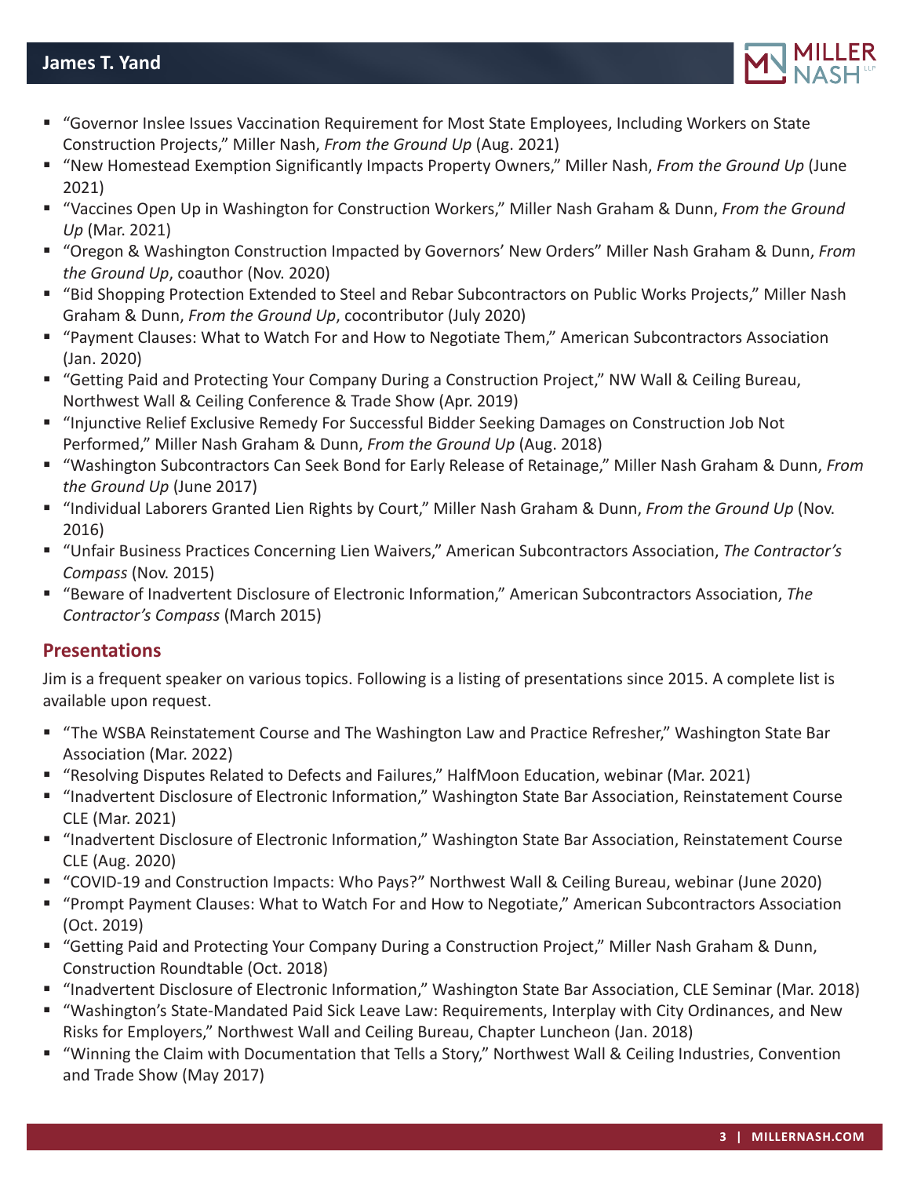- "Governor Inslee Issues Vaccination Requirement for Most State Employees, Including Workers on State Construction Projects," Miller Nash, *From the Ground Up* (Aug. 2021)
- "New Homestead Exemption Significantly Impacts Property Owners," Miller Nash, *From the Ground Up* (June 2021)
- "Vaccines Open Up in Washington for Construction Workers," Miller Nash Graham & Dunn, *From the Ground Up* (Mar. 2021)
- "Oregon & Washington Construction Impacted by Governors' New Orders" Miller Nash Graham & Dunn, *From the Ground Up*, coauthor (Nov. 2020)
- "Bid Shopping Protection Extended to Steel and Rebar Subcontractors on Public Works Projects," Miller Nash Graham & Dunn, *From the Ground Up*, cocontributor (July 2020)
- "Payment Clauses: What to Watch For and How to Negotiate Them," American Subcontractors Association (Jan. 2020)
- "Getting Paid and Protecting Your Company During a Construction Project," NW Wall & Ceiling Bureau, Northwest Wall & Ceiling Conference & Trade Show (Apr. 2019)
- "Injunctive Relief Exclusive Remedy For Successful Bidder Seeking Damages on Construction Job Not Performed," Miller Nash Graham & Dunn, *From the Ground Up* (Aug. 2018)
- "Washington Subcontractors Can Seek Bond for Early Release of Retainage," Miller Nash Graham & Dunn, *From the Ground Up* (June 2017)
- "Individual Laborers Granted Lien Rights by Court," Miller Nash Graham & Dunn, *From the Ground Up* (Nov. 2016)
- "Unfair Business Practices Concerning Lien Waivers," American Subcontractors Association, *The Contractor's Compass* (Nov. 2015)
- "Beware of Inadvertent Disclosure of Electronic Information," American Subcontractors Association, *The Contractor's Compass* (March 2015)

## Presentations

Jim is a frequent speaker on various topics. Following is a listing of presentations since 2015. A complete list is available upon request.

- "The WSBA Reinstatement Course and The Washington Law and Practice Refresher," Washington State Bar Association (Mar. 2022)
- "Resolving Disputes Related to Defects and Failures," HalfMoon Education, webinar (Mar. 2021)
- "Inadvertent Disclosure of Electronic Information," Washington State Bar Association, Reinstatement Course CLE (Mar. 2021)
- "Inadvertent Disclosure of Electronic Information," Washington State Bar Association, Reinstatement Course CLE (Aug. 2020)
- "COVID-19 and Construction Impacts: Who Pays?" Northwest Wall & Ceiling Bureau, webinar (June 2020)
- "Prompt Payment Clauses: What to Watch For and How to Negotiate," American Subcontractors Association (Oct. 2019)
- "Getting Paid and Protecting Your Company During a Construction Project," Miller Nash Graham & Dunn, Construction Roundtable (Oct. 2018)
- "Inadvertent Disclosure of Electronic Information," Washington State Bar Association, CLE Seminar (Mar. 2018)
- "Washington's State-Mandated Paid Sick Leave Law: Requirements, Interplay with City Ordinances, and New Risks for Employers," Northwest Wall and Ceiling Bureau, Chapter Luncheon (Jan. 2018)
- "Winning the Claim with Documentation that Tells a Story," Northwest Wall & Ceiling Industries, Convention and Trade Show (May 2017)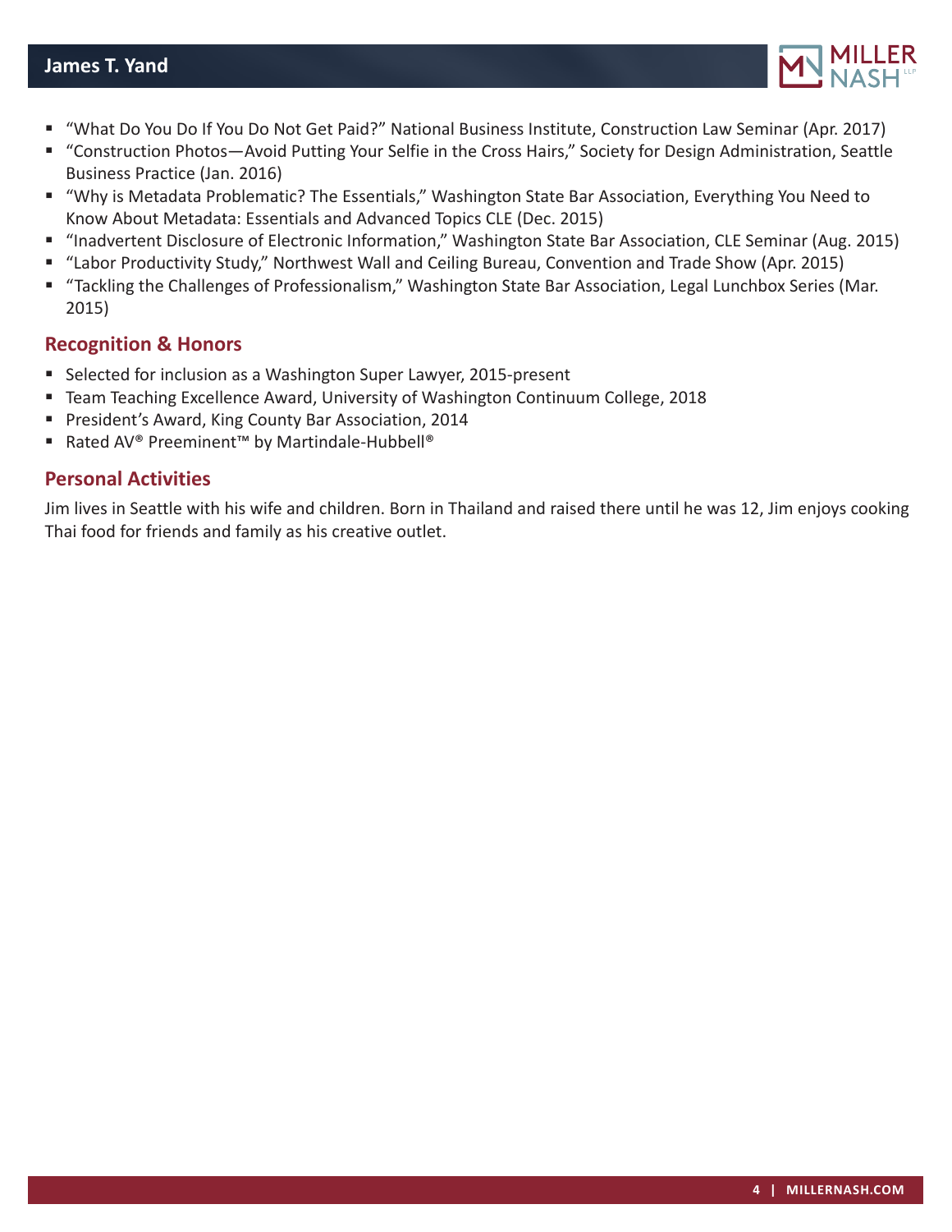- "What Do You Do If You Do Not Get Paid?" National Business Institute, Construction Law Seminar (Apr. 2017)
- "Construction Photos—Avoid Putting Your Selfie in the Cross Hairs," Society for Design Administration, Seattle Business Practice (Jan. 2016)
- "Why is Metadata Problematic? The Essentials," Washington State Bar Association, Everything You Need to Know About Metadata: Essentials and Advanced Topics CLE (Dec. 2015)
- "Inadvertent Disclosure of Electronic Information," Washington State Bar Association, CLE Seminar (Aug. 2015)
- "Labor Productivity Study," Northwest Wall and Ceiling Bureau, Convention and Trade Show (Apr. 2015)
- "Tackling the Challenges of Professionalism," Washington State Bar Association, Legal Lunchbox Series (Mar. 2015)

## Recognition & Honors

- Selected for inclusion as a Washington Super Lawyer, 2015-present
- Team Teaching Excellence Award, University of Washington Continuum College, 2018
- President's Award, King County Bar Association, 2014
- Rated AV® Preeminent™ by Martindale-Hubbell®

## Personal Activities

Jim lives in Seattle with his wife and children. Born in Thailand and raised there until he was 12, Jim enjoys cooking Thai food for friends and family as his creative outlet.